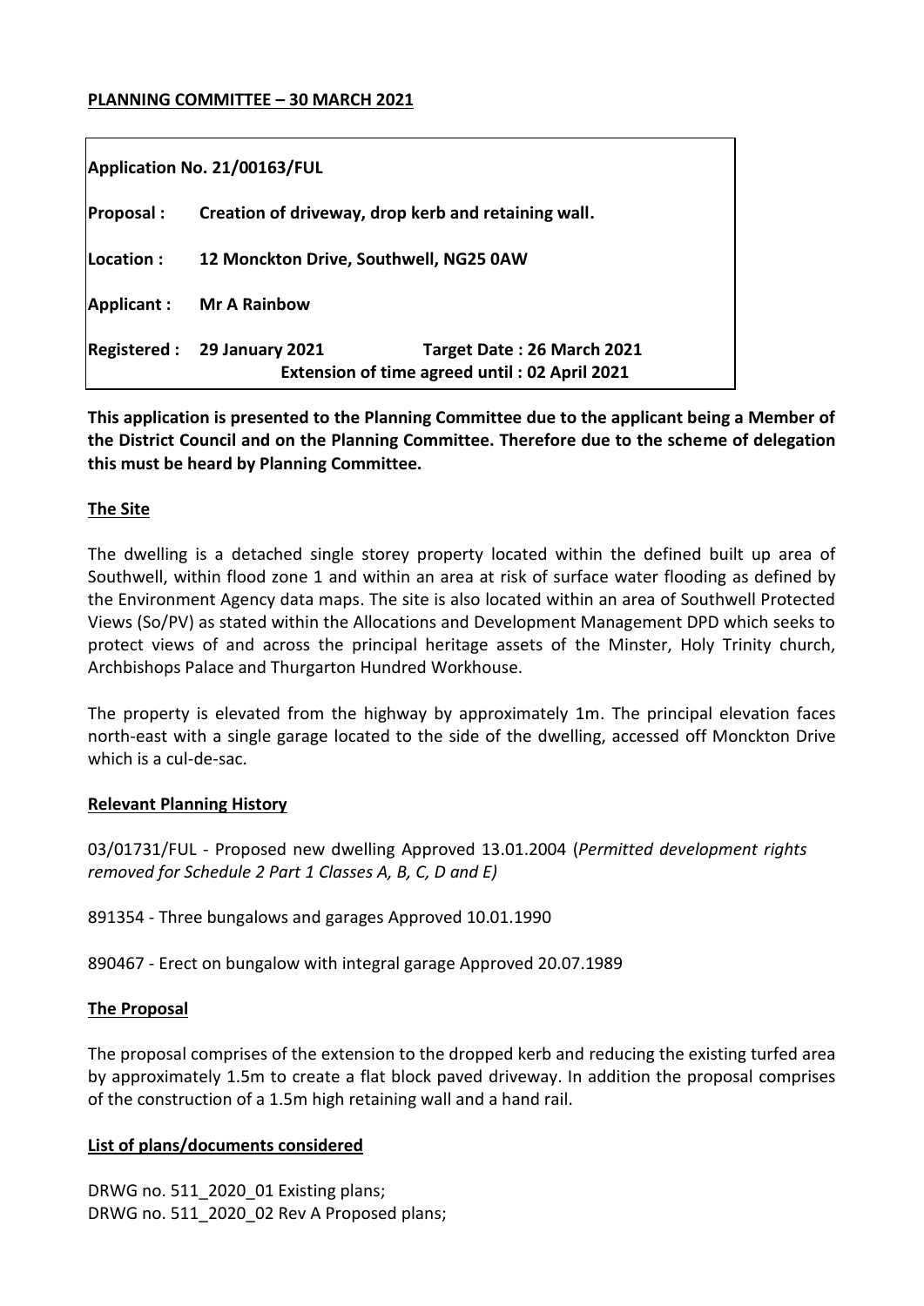**PLANNING COMMITTEE – 30 MARCH 2021**

| | | |
|---|---|---|
| **Application No. 21/00163/FUL** | | |
| **Proposal :** | **Creation of driveway, drop kerb and retaining wall.** | |
| **Location :** | **12 Monckton Drive, Southwell, NG25 0AW** | |
| **Applicant :** | **Mr A Rainbow** | |
| **Registered :** | **29 January 2021** | **Target Date : 26 March 2021** |
| | | **Extension of time agreed until : 02 April 2021** |

**This application is presented to the Planning Committee due to the applicant being a Member of the District Council and on the Planning Committee. Therefore due to the scheme of delegation this must be heard by Planning Committee.**

## The Site

The dwelling is a detached single storey property located within the defined built up area of Southwell, within flood zone 1 and within an area at risk of surface water flooding as defined by the Environment Agency data maps. The site is also located within an area of Southwell Protected Views (So/PV) as stated within the Allocations and Development Management DPD which seeks to protect views of and across the principal heritage assets of the Minster, Holy Trinity church, Archbishops Palace and Thurgarton Hundred Workhouse.

The property is elevated from the highway by approximately 1m. The principal elevation faces north-east with a single garage located to the side of the dwelling, accessed off Monckton Drive which is a cul-de-sac.

## Relevant Planning History

03/01731/FUL - Proposed new dwelling Approved 13.01.2004 (*Permitted development rights removed for Schedule 2 Part 1 Classes A, B, C, D and E)*

891354 - Three bungalows and garages Approved 10.01.1990

890467 - Erect on bungalow with integral garage Approved 20.07.1989

## The Proposal

The proposal comprises of the extension to the dropped kerb and reducing the existing turfed area by approximately 1.5m to create a flat block paved driveway. In addition the proposal comprises of the construction of a 1.5m high retaining wall and a hand rail.

## List of plans/documents considered

DRWG no. 511_2020_01 Existing plans;
DRWG no. 511_2020_02 Rev A Proposed plans;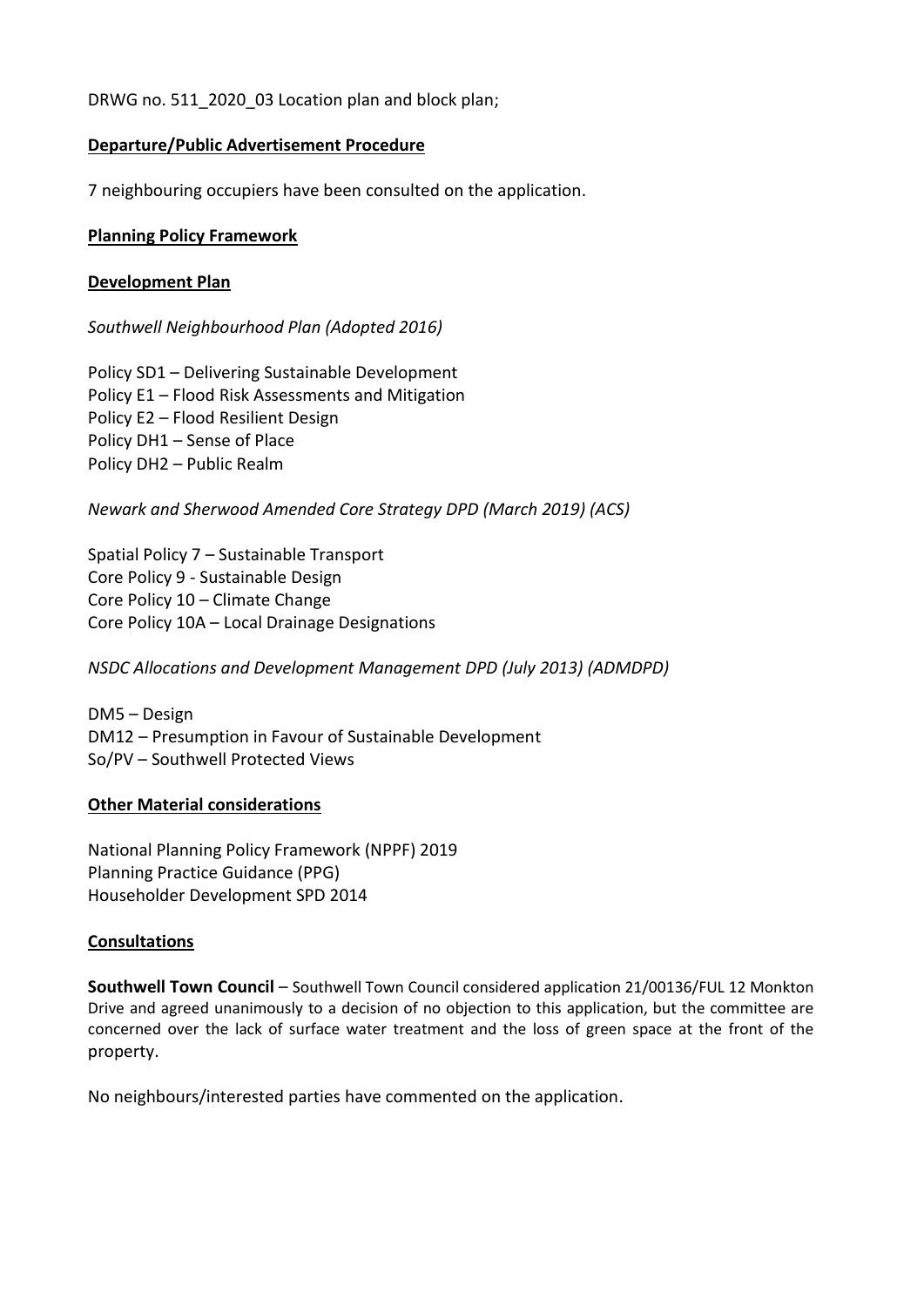DRWG no. 511_2020_03 Location plan and block plan;

**Departure/Public Advertisement Procedure**

7 neighbouring occupiers have been consulted on the application.

**Planning Policy Framework**

**Development Plan**

*Southwell Neighbourhood Plan (Adopted 2016)*

Policy SD1 – Delivering Sustainable Development
Policy E1 – Flood Risk Assessments and Mitigation
Policy E2 – Flood Resilient Design
Policy DH1 – Sense of Place
Policy DH2 – Public Realm

*Newark and Sherwood Amended Core Strategy DPD (March 2019) (ACS)*

Spatial Policy 7 – Sustainable Transport
Core Policy 9 - Sustainable Design
Core Policy 10 – Climate Change
Core Policy 10A – Local Drainage Designations

*NSDC Allocations and Development Management DPD (July 2013) (ADMDPD)*

DM5 – Design
DM12 – Presumption in Favour of Sustainable Development
So/PV – Southwell Protected Views

**Other Material considerations**

National Planning Policy Framework (NPPF) 2019
Planning Practice Guidance (PPG)
Householder Development SPD 2014

**Consultations**

**Southwell Town Council** – Southwell Town Council considered application 21/00136/FUL 12 Monkton Drive and agreed unanimously to a decision of no objection to this application, but the committee are concerned over the lack of surface water treatment and the loss of green space at the front of the property.

No neighbours/interested parties have commented on the application.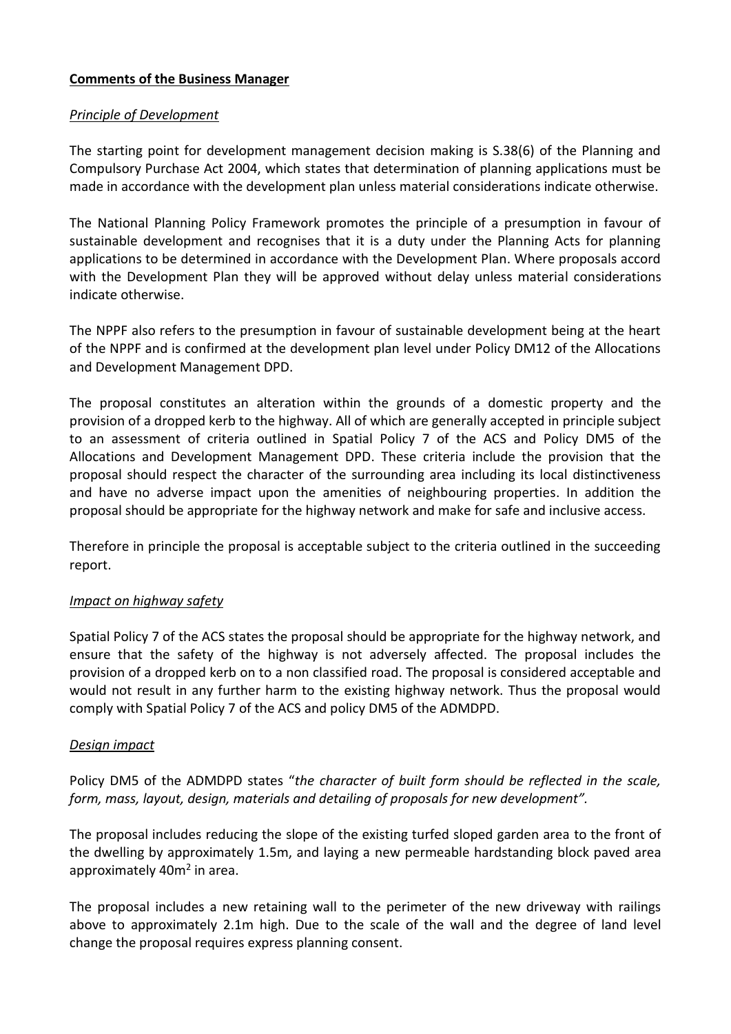**Comments of the Business Manager**

*Principle of Development*

The starting point for development management decision making is S.38(6) of the Planning and Compulsory Purchase Act 2004, which states that determination of planning applications must be made in accordance with the development plan unless material considerations indicate otherwise.

The National Planning Policy Framework promotes the principle of a presumption in favour of sustainable development and recognises that it is a duty under the Planning Acts for planning applications to be determined in accordance with the Development Plan. Where proposals accord with the Development Plan they will be approved without delay unless material considerations indicate otherwise.

The NPPF also refers to the presumption in favour of sustainable development being at the heart of the NPPF and is confirmed at the development plan level under Policy DM12 of the Allocations and Development Management DPD.

The proposal constitutes an alteration within the grounds of a domestic property and the provision of a dropped kerb to the highway. All of which are generally accepted in principle subject to an assessment of criteria outlined in Spatial Policy 7 of the ACS and Policy DM5 of the Allocations and Development Management DPD. These criteria include the provision that the proposal should respect the character of the surrounding area including its local distinctiveness and have no adverse impact upon the amenities of neighbouring properties. In addition the proposal should be appropriate for the highway network and make for safe and inclusive access.

Therefore in principle the proposal is acceptable subject to the criteria outlined in the succeeding report.

*Impact on highway safety*

Spatial Policy 7 of the ACS states the proposal should be appropriate for the highway network, and ensure that the safety of the highway is not adversely affected. The proposal includes the provision of a dropped kerb on to a non classified road. The proposal is considered acceptable and would not result in any further harm to the existing highway network. Thus the proposal would comply with Spatial Policy 7 of the ACS and policy DM5 of the ADMDPD.

*Design impact*

Policy DM5 of the ADMDPD states "*the character of built form should be reflected in the scale, form, mass, layout, design, materials and detailing of proposals for new development".*

The proposal includes reducing the slope of the existing turfed sloped garden area to the front of the dwelling by approximately 1.5m, and laying a new permeable hardstanding block paved area approximately $40m^2$ in area.

The proposal includes a new retaining wall to the perimeter of the new driveway with railings above to approximately 2.1m high. Due to the scale of the wall and the degree of land level change the proposal requires express planning consent.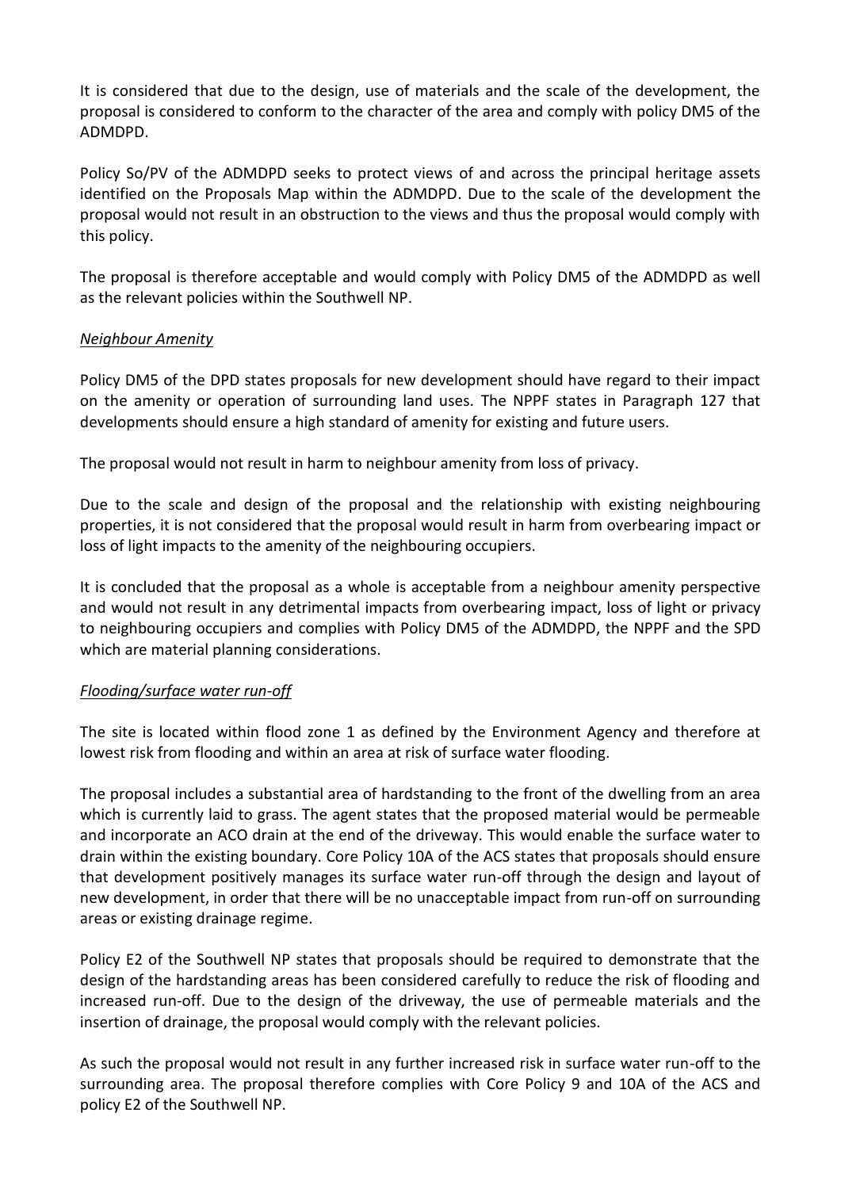It is considered that due to the design, use of materials and the scale of the development, the proposal is considered to conform to the character of the area and comply with policy DM5 of the ADMDPD.

Policy So/PV of the ADMDPD seeks to protect views of and across the principal heritage assets identified on the Proposals Map within the ADMDPD. Due to the scale of the development the proposal would not result in an obstruction to the views and thus the proposal would comply with this policy.

The proposal is therefore acceptable and would comply with Policy DM5 of the ADMDPD as well as the relevant policies within the Southwell NP.

*Neighbour Amenity*

Policy DM5 of the DPD states proposals for new development should have regard to their impact on the amenity or operation of surrounding land uses. The NPPF states in Paragraph 127 that developments should ensure a high standard of amenity for existing and future users.

The proposal would not result in harm to neighbour amenity from loss of privacy.

Due to the scale and design of the proposal and the relationship with existing neighbouring properties, it is not considered that the proposal would result in harm from overbearing impact or loss of light impacts to the amenity of the neighbouring occupiers.

It is concluded that the proposal as a whole is acceptable from a neighbour amenity perspective and would not result in any detrimental impacts from overbearing impact, loss of light or privacy to neighbouring occupiers and complies with Policy DM5 of the ADMDPD, the NPPF and the SPD which are material planning considerations.

*Flooding/surface water run-off*

The site is located within flood zone 1 as defined by the Environment Agency and therefore at lowest risk from flooding and within an area at risk of surface water flooding.

The proposal includes a substantial area of hardstanding to the front of the dwelling from an area which is currently laid to grass. The agent states that the proposed material would be permeable and incorporate an ACO drain at the end of the driveway. This would enable the surface water to drain within the existing boundary. Core Policy 10A of the ACS states that proposals should ensure that development positively manages its surface water run-off through the design and layout of new development, in order that there will be no unacceptable impact from run-off on surrounding areas or existing drainage regime.

Policy E2 of the Southwell NP states that proposals should be required to demonstrate that the design of the hardstanding areas has been considered carefully to reduce the risk of flooding and increased run-off. Due to the design of the driveway, the use of permeable materials and the insertion of drainage, the proposal would comply with the relevant policies.

As such the proposal would not result in any further increased risk in surface water run-off to the surrounding area. The proposal therefore complies with Core Policy 9 and 10A of the ACS and policy E2 of the Southwell NP.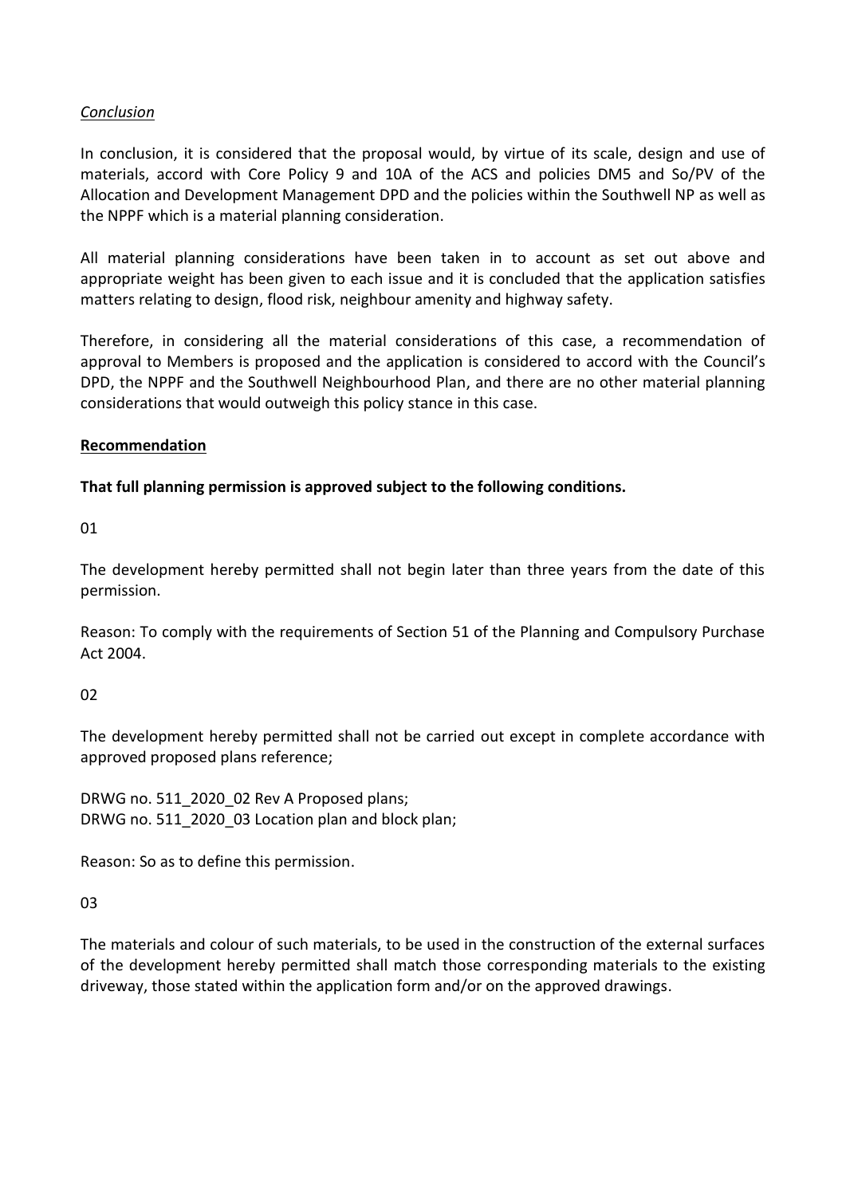*Conclusion*

In conclusion, it is considered that the proposal would, by virtue of its scale, design and use of materials, accord with Core Policy 9 and 10A of the ACS and policies DM5 and So/PV of the Allocation and Development Management DPD and the policies within the Southwell NP as well as the NPPF which is a material planning consideration.

All material planning considerations have been taken in to account as set out above and appropriate weight has been given to each issue and it is concluded that the application satisfies matters relating to design, flood risk, neighbour amenity and highway safety.

Therefore, in considering all the material considerations of this case, a recommendation of approval to Members is proposed and the application is considered to accord with the Council's DPD, the NPPF and the Southwell Neighbourhood Plan, and there are no other material planning considerations that would outweigh this policy stance in this case.

**Recommendation**

**That full planning permission is approved subject to the following conditions.**

01

The development hereby permitted shall not begin later than three years from the date of this permission.

Reason: To comply with the requirements of Section 51 of the Planning and Compulsory Purchase Act 2004.

02

The development hereby permitted shall not be carried out except in complete accordance with approved proposed plans reference;

DRWG no. 511_2020_02 Rev A Proposed plans;
DRWG no. 511_2020_03 Location plan and block plan;

Reason: So as to define this permission.

03

The materials and colour of such materials, to be used in the construction of the external surfaces of the development hereby permitted shall match those corresponding materials to the existing driveway, those stated within the application form and/or on the approved drawings.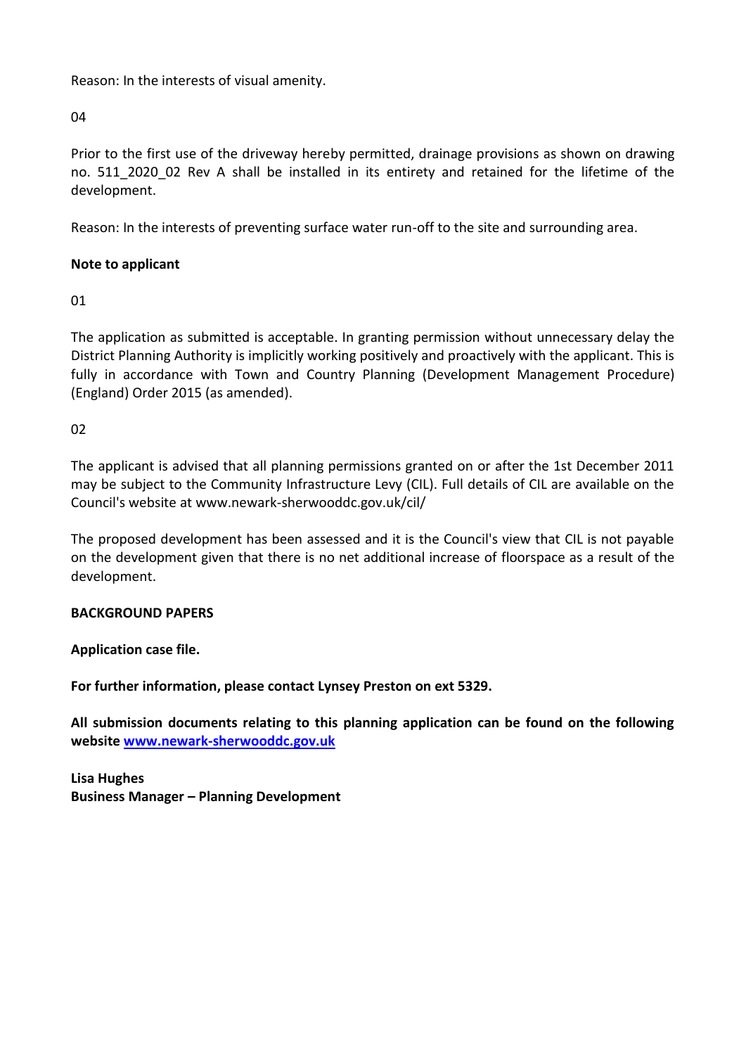Reason: In the interests of visual amenity.

04

Prior to the first use of the driveway hereby permitted, drainage provisions as shown on drawing no. 511_2020_02 Rev A shall be installed in its entirety and retained for the lifetime of the development.

Reason: In the interests of preventing surface water run-off to the site and surrounding area.

**Note to applicant**

01

The application as submitted is acceptable. In granting permission without unnecessary delay the District Planning Authority is implicitly working positively and proactively with the applicant. This is fully in accordance with Town and Country Planning (Development Management Procedure) (England) Order 2015 (as amended).

02

The applicant is advised that all planning permissions granted on or after the 1st December 2011 may be subject to the Community Infrastructure Levy (CIL). Full details of CIL are available on the Council's website at www.newark-sherwooddc.gov.uk/cil/

The proposed development has been assessed and it is the Council's view that CIL is not payable on the development given that there is no net additional increase of floorspace as a result of the development.

**BACKGROUND PAPERS**

**Application case file.**

**For further information, please contact Lynsey Preston on ext 5329.**

**All submission documents relating to this planning application can be found on the following website [www.newark-sherwooddc.gov.uk](www.newark-sherwooddc.gov.uk)**

**Lisa Hughes**
**Business Manager – Planning Development**